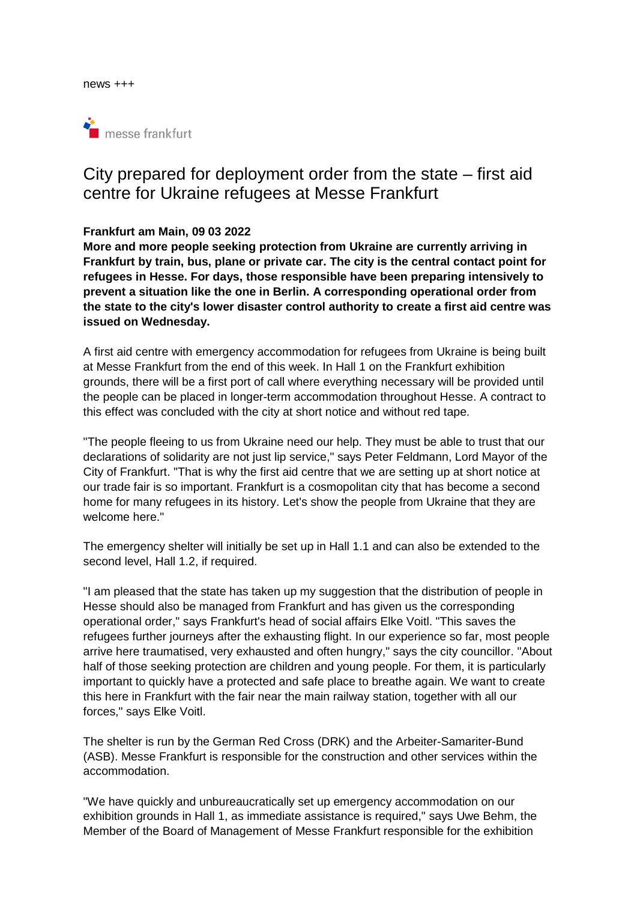news +++

messe frankfurt

# City prepared for deployment order from the state – first aid centre for Ukraine refugees at Messe Frankfurt

**Frankfurt am Main, 09 03 2022**

**More and more people seeking protection from Ukraine are currently arriving in Frankfurt by train, bus, plane or private car. The city is the central contact point for refugees in Hesse. For days, those responsible have been preparing intensively to prevent a situation like the one in Berlin. A corresponding operational order from the state to the city's lower disaster control authority to create a first aid centre was issued on Wednesday.**

A first aid centre with emergency accommodation for refugees from Ukraine is being built at Messe Frankfurt from the end of this week. In Hall 1 on the Frankfurt exhibition grounds, there will be a first port of call where everything necessary will be provided until the people can be placed in longer-term accommodation throughout Hesse. A contract to this effect was concluded with the city at short notice and without red tape.

"The people fleeing to us from Ukraine need our help. They must be able to trust that our declarations of solidarity are not just lip service," says Peter Feldmann, Lord Mayor of the City of Frankfurt. "That is why the first aid centre that we are setting up at short notice at our trade fair is so important. Frankfurt is a cosmopolitan city that has become a second home for many refugees in its history. Let's show the people from Ukraine that they are welcome here."

The emergency shelter will initially be set up in Hall 1.1 and can also be extended to the second level, Hall 1.2, if required.

"I am pleased that the state has taken up my suggestion that the distribution of people in Hesse should also be managed from Frankfurt and has given us the corresponding operational order," says Frankfurt's head of social affairs Elke Voitl. "This saves the refugees further journeys after the exhausting flight. In our experience so far, most people arrive here traumatised, very exhausted and often hungry," says the city councillor. "About half of those seeking protection are children and young people. For them, it is particularly important to quickly have a protected and safe place to breathe again. We want to create this here in Frankfurt with the fair near the main railway station, together with all our forces," says Elke Voitl.

The shelter is run by the German Red Cross (DRK) and the Arbeiter-Samariter-Bund (ASB). Messe Frankfurt is responsible for the construction and other services within the accommodation.

"We have quickly and unbureaucratically set up emergency accommodation on our exhibition grounds in Hall 1, as immediate assistance is required," says Uwe Behm, the Member of the Board of Management of Messe Frankfurt responsible for the exhibition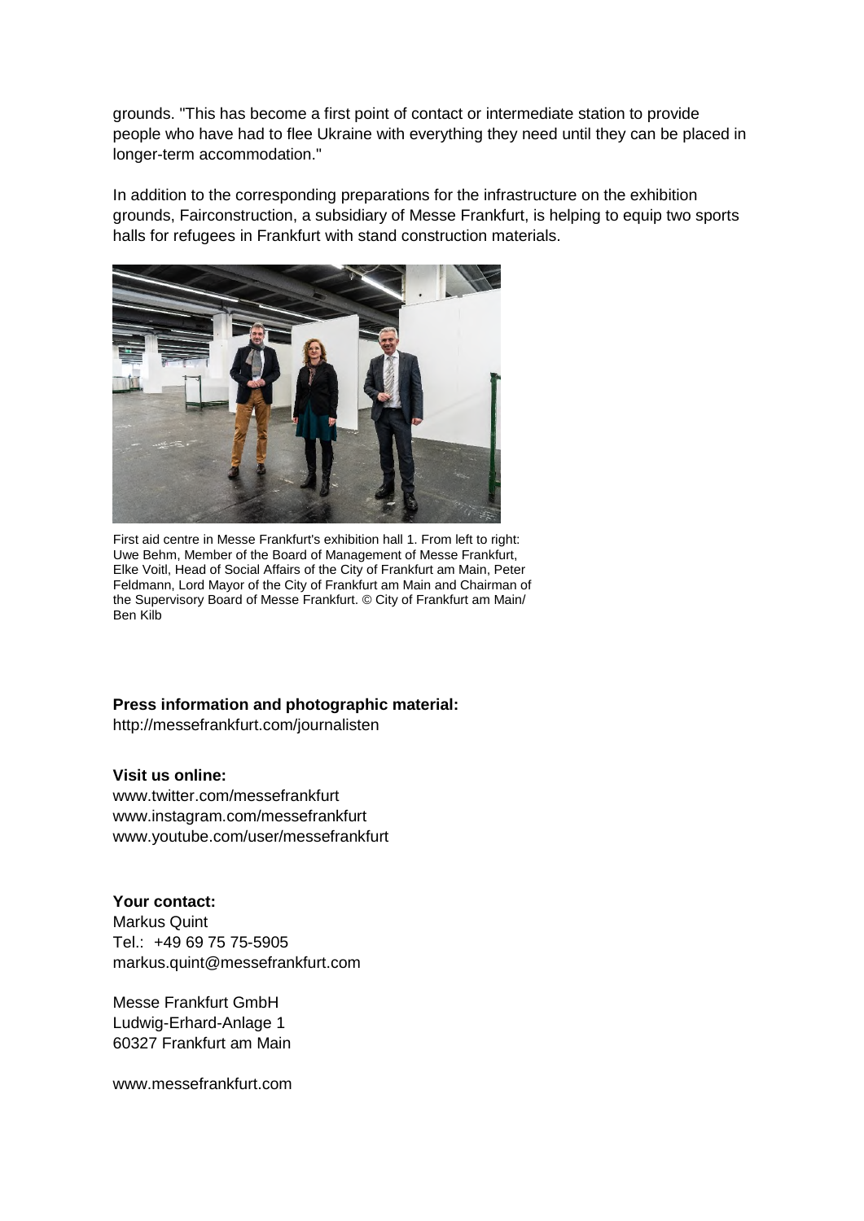grounds. "This has become a first point of contact or intermediate station to provide people who have had to flee Ukraine with everything they need until they can be placed in longer-term accommodation."

In addition to the corresponding preparations for the infrastructure on the exhibition grounds, Fairconstruction, a subsidiary of Messe Frankfurt, is helping to equip two sports halls for refugees in Frankfurt with stand construction materials.

First aid centre in Messe Frankfurt's exhibition hall 1. From left to right: Uwe Behm, Member of the Board of Management of Messe Frankfurt, Elke Voitl, Head of Social Affairs of the City of Frankfurt am Main, Peter Feldmann, Lord Mayor of the City of Frankfurt am Main and Chairman of the Supervisory Board of Messe Frankfurt. © City of Frankfurt am Main/ Ben Kilb

**Press information and photographic material:**
http://messefrankfurt.com/journalisten

**Visit us online:**
www.twitter.com/messefrankfurt
www.instagram.com/messefrankfurt
www.youtube.com/user/messefrankfurt

**Your contact:**
Markus Quint
Tel.: +49 69 75 75-5905
markus.quint@messefrankfurt.com

Messe Frankfurt GmbH
Ludwig-Erhard-Anlage 1
60327 Frankfurt am Main

www.messefrankfurt.com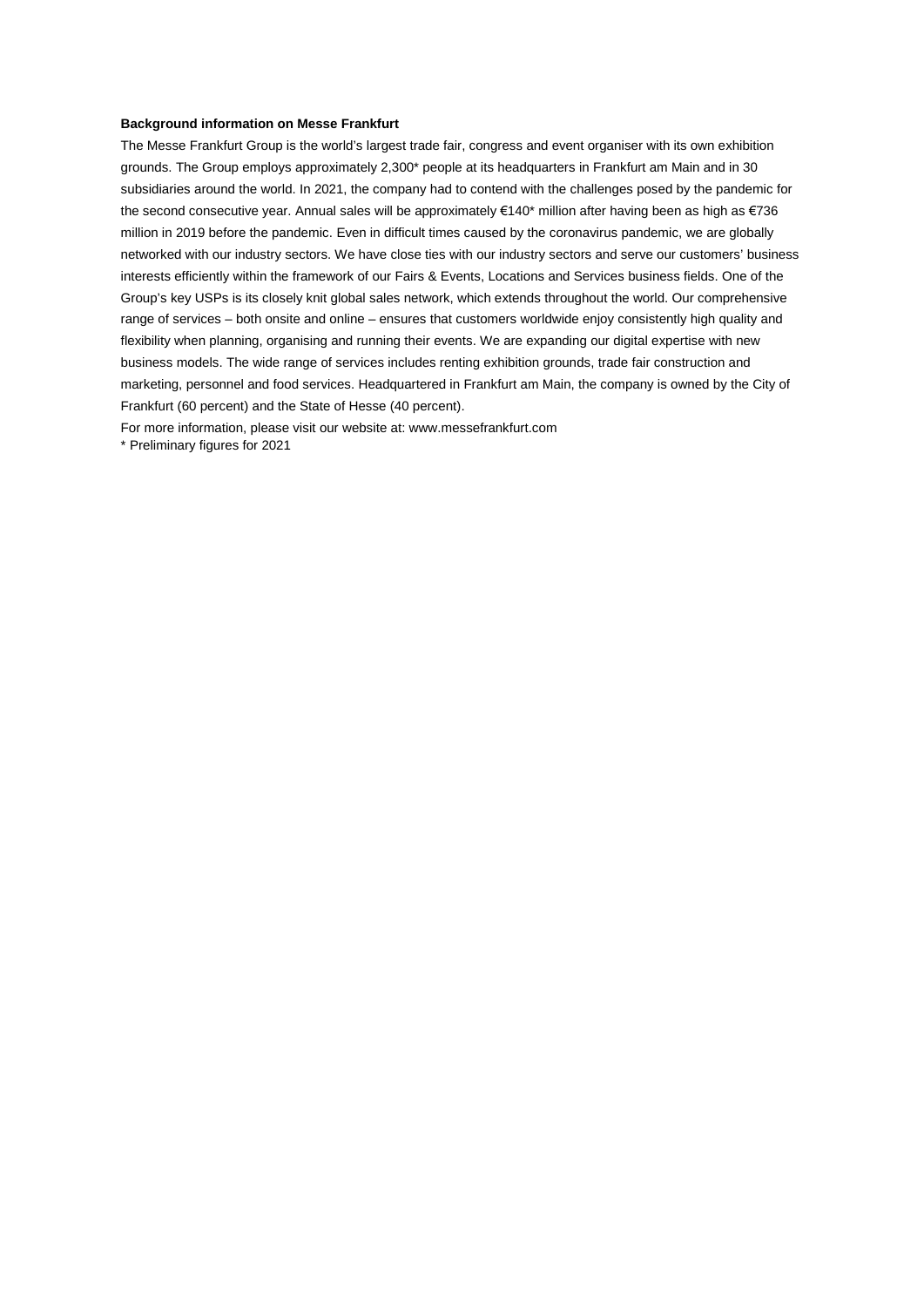**Background information on Messe Frankfurt**

The Messe Frankfurt Group is the world's largest trade fair, congress and event organiser with its own exhibition grounds. The Group employs approximately 2,300* people at its headquarters in Frankfurt am Main and in 30 subsidiaries around the world. In 2021, the company had to contend with the challenges posed by the pandemic for the second consecutive year. Annual sales will be approximately €140* million after having been as high as €736 million in 2019 before the pandemic. Even in difficult times caused by the coronavirus pandemic, we are globally networked with our industry sectors. We have close ties with our industry sectors and serve our customers' business interests efficiently within the framework of our Fairs & Events, Locations and Services business fields. One of the Group's key USPs is its closely knit global sales network, which extends throughout the world. Our comprehensive range of services – both onsite and online – ensures that customers worldwide enjoy consistently high quality and flexibility when planning, organising and running their events. We are expanding our digital expertise with new business models. The wide range of services includes renting exhibition grounds, trade fair construction and marketing, personnel and food services. Headquartered in Frankfurt am Main, the company is owned by the City of Frankfurt (60 percent) and the State of Hesse (40 percent).

For more information, please visit our website at: www.messefrankfurt.com

\* Preliminary figures for 2021